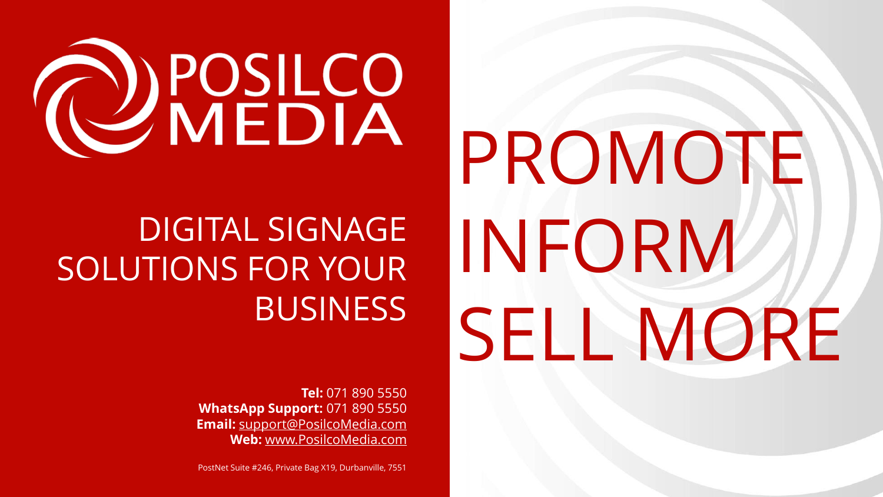# POSILCO MEDIA

## DIGITAL SIGNAGE SOLUTIONS FOR YOUR BUSINESS

# PROMOTE
# INFORM
# SELL MORE

**Tel:** 071 890 5550
**WhatsApp Support:** 071 890 5550
**Email:** support@PosilcoMedia.com
**Web:** www.PosilcoMedia.com

PostNet Suite #246, Private Bag X19, Durbanville, 7551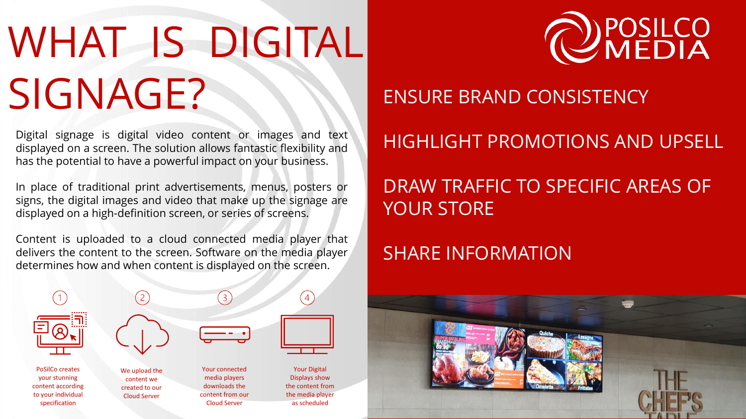# WHAT IS DIGITAL SIGNAGE?

Digital signage is digital video content or images and text displayed on a screen. The solution allows fantastic flexibility and has the potential to have a powerful impact on your business.

In place of traditional print advertisements, menus, posters or signs, the digital images and video that make up the signage are displayed on a high-definition screen, or series of screens.

Content is uploaded to a cloud connected media player that delivers the content to the screen. Software on the media player determines how and when content is displayed on the screen.

1. PoSilCo creates your stunning content according to your individual specification
2. We upload the content we created to our Cloud Server
3. Your connected media players downloads the content from our Cloud Server
4. Your Digital Displays show the content from the media player as scheduled

POSILCO MEDIA

ENSURE BRAND CONSISTENCY

HIGHLIGHT PROMOTIONS AND UPSELL

DRAW TRAFFIC TO SPECIFIC AREAS OF YOUR STORE

SHARE INFORMATION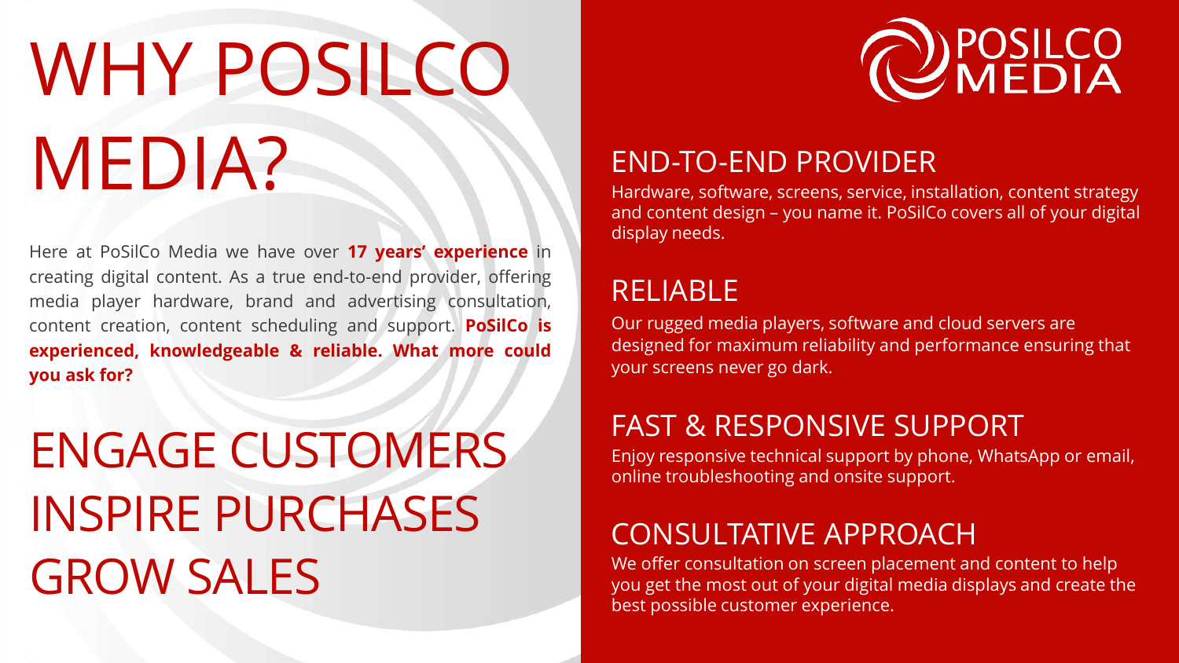# WHY POSILCO MEDIA?

Here at PoSilCo Media we have over **17 years' experience** in creating digital content. As a true end-to-end provider, offering media player hardware, brand and advertising consultation, content creation, content scheduling and support. **PoSilCo is experienced, knowledgeable & reliable. What more could you ask for?**

## ENGAGE CUSTOMERS INSPIRE PURCHASES GROW SALES

POSILCO MEDIA

### END-TO-END PROVIDER

Hardware, software, screens, service, installation, content strategy and content design – you name it. PoSilCo covers all of your digital display needs.

### RELIABLE

Our rugged media players, software and cloud servers are designed for maximum reliability and performance ensuring that your screens never go dark.

### FAST & RESPONSIVE SUPPORT

Enjoy responsive technical support by phone, WhatsApp or email, online troubleshooting and onsite support.

### CONSULTATIVE APPROACH

We offer consultation on screen placement and content to help you get the most out of your digital media displays and create the best possible customer experience.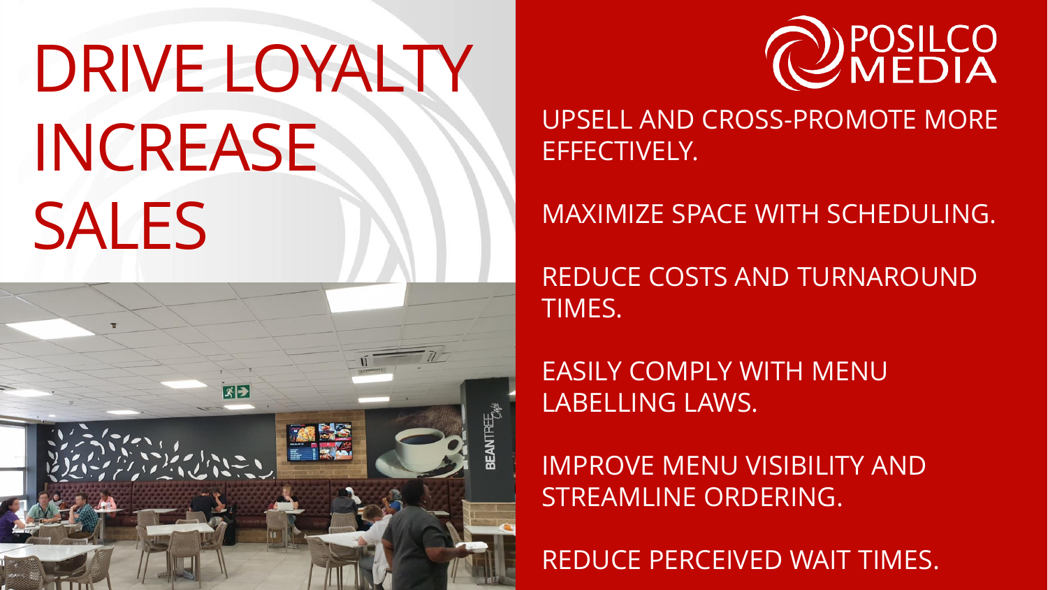# DRIVE LOYALTY INCREASE SALES

POSILCO MEDIA

UPSELL AND CROSS-PROMOTE MORE EFFECTIVELY.

MAXIMIZE SPACE WITH SCHEDULING.

REDUCE COSTS AND TURNAROUND TIMES.

EASILY COMPLY WITH MENU LABELLING LAWS.

IMPROVE MENU VISIBILITY AND STREAMLINE ORDERING.

REDUCE PERCEIVED WAIT TIMES.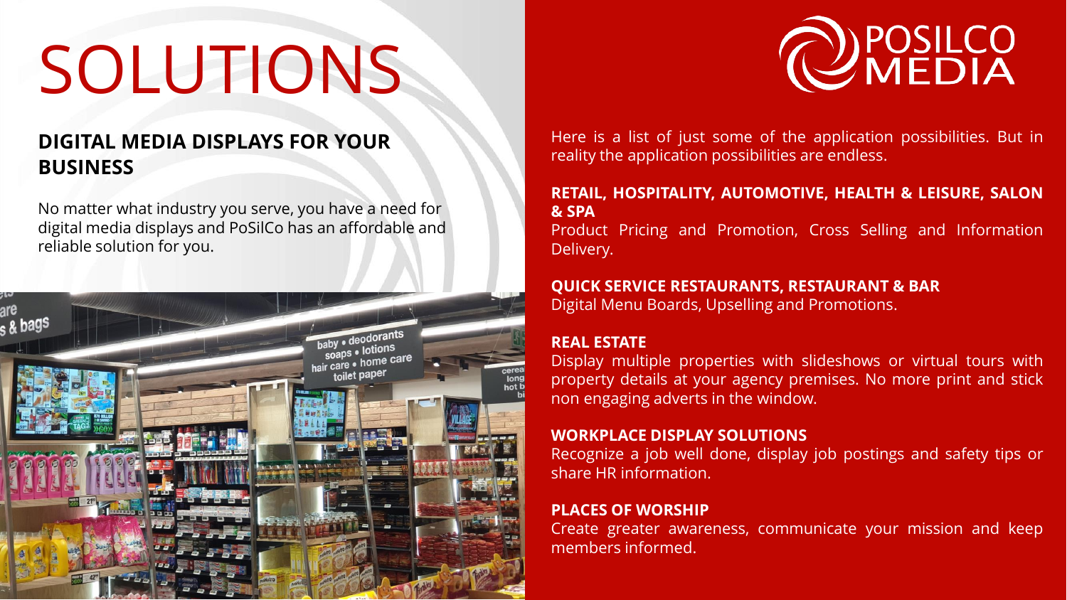# SOLUTIONS

POSILCO MEDIA

## DIGITAL MEDIA DISPLAYS FOR YOUR BUSINESS

No matter what industry you serve, you have a need for digital media displays and PoSilCo has an affordable and reliable solution for you.

Here is a list of just some of the application possibilities. But in reality the application possibilities are endless.

**RETAIL, HOSPITALITY, AUTOMOTIVE, HEALTH & LEISURE, SALON & SPA**
Product Pricing and Promotion, Cross Selling and Information Delivery.

**QUICK SERVICE RESTAURANTS, RESTAURANT & BAR**
Digital Menu Boards, Upselling and Promotions.

**REAL ESTATE**
Display multiple properties with slideshows or virtual tours with property details at your agency premises. No more print and stick non engaging adverts in the window.

**WORKPLACE DISPLAY SOLUTIONS**
Recognize a job well done, display job postings and safety tips or share HR information.

**PLACES OF WORSHIP**
Create greater awareness, communicate your mission and keep members informed.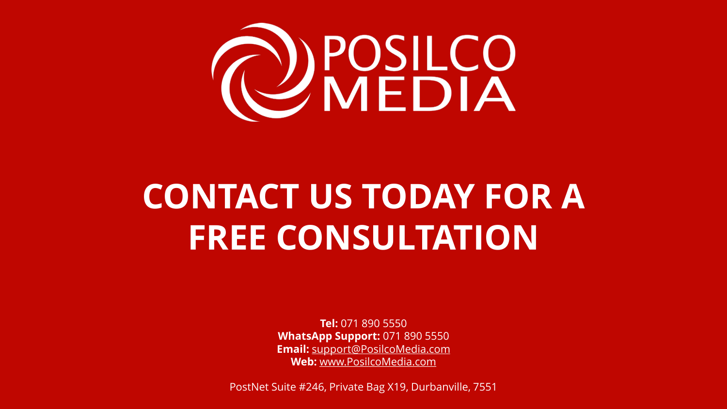POSILCO MEDIA

# CONTACT US TODAY FOR A FREE CONSULTATION

**Tel:** 071 890 5550
**WhatsApp Support:** 071 890 5550
**Email:** support@PosilcoMedia.com
**Web:** www.PosilcoMedia.com

PostNet Suite #246, Private Bag X19, Durbanville, 7551